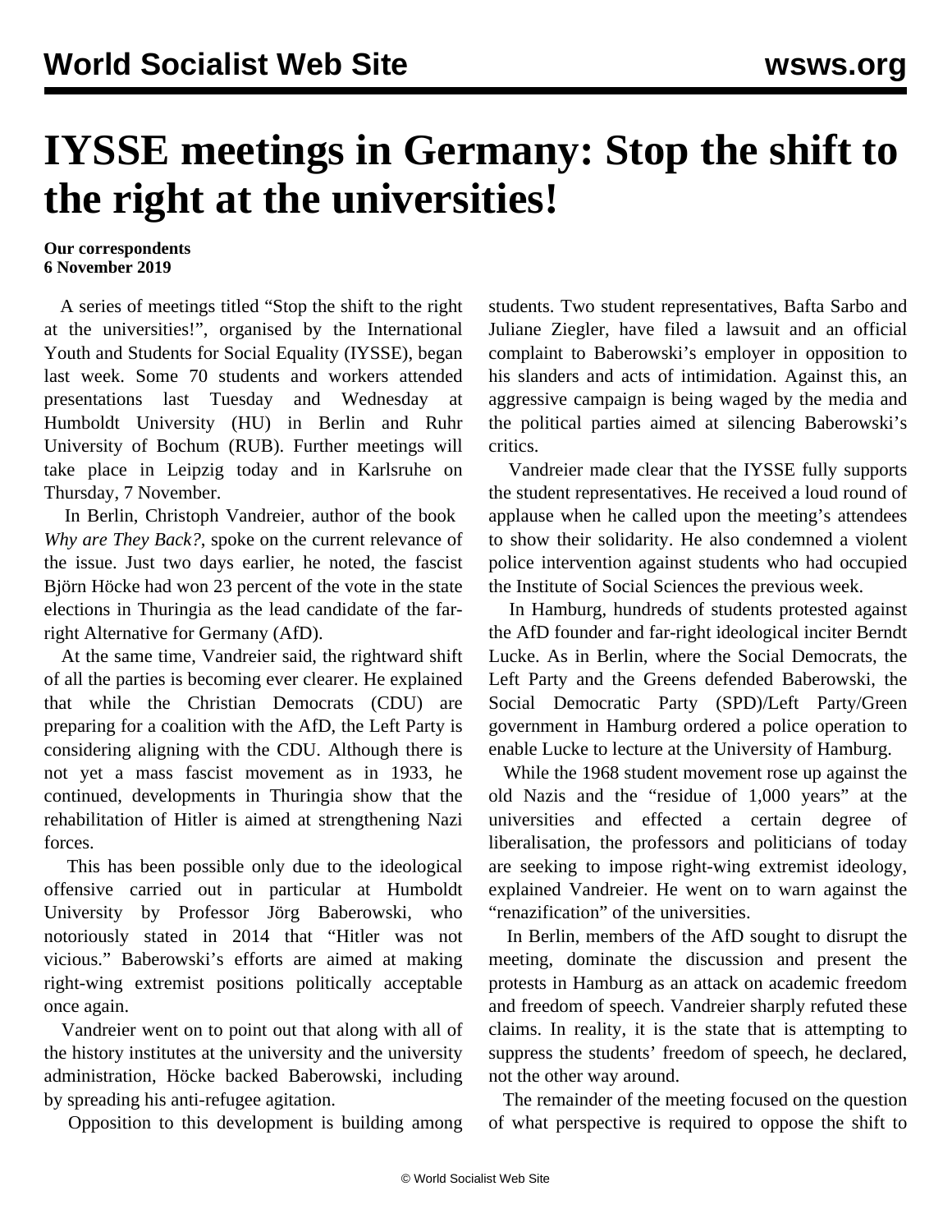# IYSSE meetings in Germany: Stop the shift to the right at the universities!

**Our correspondents**
**6 November 2019**

A series of meetings titled "Stop the shift to the right at the universities!", organised by the International Youth and Students for Social Equality (IYSSE), began last week. Some 70 students and workers attended presentations last Tuesday and Wednesday at Humboldt University (HU) in Berlin and Ruhr University of Bochum (RUB). Further meetings will take place in Leipzig today and in Karlsruhe on Thursday, 7 November.

In Berlin, Christoph Vandreier, author of the book *Why are They Back?*, spoke on the current relevance of the issue. Just two days earlier, he noted, the fascist Björn Höcke had won 23 percent of the vote in the state elections in Thuringia as the lead candidate of the far-right Alternative for Germany (AfD).

At the same time, Vandreier said, the rightward shift of all the parties is becoming ever clearer. He explained that while the Christian Democrats (CDU) are preparing for a coalition with the AfD, the Left Party is considering aligning with the CDU. Although there is not yet a mass fascist movement as in 1933, he continued, developments in Thuringia show that the rehabilitation of Hitler is aimed at strengthening Nazi forces.

This has been possible only due to the ideological offensive carried out in particular at Humboldt University by Professor Jörg Baberowski, who notoriously stated in 2014 that "Hitler was not vicious." Baberowski's efforts are aimed at making right-wing extremist positions politically acceptable once again.

Vandreier went on to point out that along with all of the history institutes at the university and the university administration, Höcke backed Baberowski, including by spreading his anti-refugee agitation.

Opposition to this development is building among students. Two student representatives, Bafta Sarbo and Juliane Ziegler, have filed a lawsuit and an official complaint to Baberowski's employer in opposition to his slanders and acts of intimidation. Against this, an aggressive campaign is being waged by the media and the political parties aimed at silencing Baberowski's critics.

Vandreier made clear that the IYSSE fully supports the student representatives. He received a loud round of applause when he called upon the meeting's attendees to show their solidarity. He also condemned a violent police intervention against students who had occupied the Institute of Social Sciences the previous week.

In Hamburg, hundreds of students protested against the AfD founder and far-right ideological inciter Berndt Lucke. As in Berlin, where the Social Democrats, the Left Party and the Greens defended Baberowski, the Social Democratic Party (SPD)/Left Party/Green government in Hamburg ordered a police operation to enable Lucke to lecture at the University of Hamburg.

While the 1968 student movement rose up against the old Nazis and the "residue of 1,000 years" at the universities and effected a certain degree of liberalisation, the professors and politicians of today are seeking to impose right-wing extremist ideology, explained Vandreier. He went on to warn against the "renazification" of the universities.

In Berlin, members of the AfD sought to disrupt the meeting, dominate the discussion and present the protests in Hamburg as an attack on academic freedom and freedom of speech. Vandreier sharply refuted these claims. In reality, it is the state that is attempting to suppress the students' freedom of speech, he declared, not the other way around.

The remainder of the meeting focused on the question of what perspective is required to oppose the shift to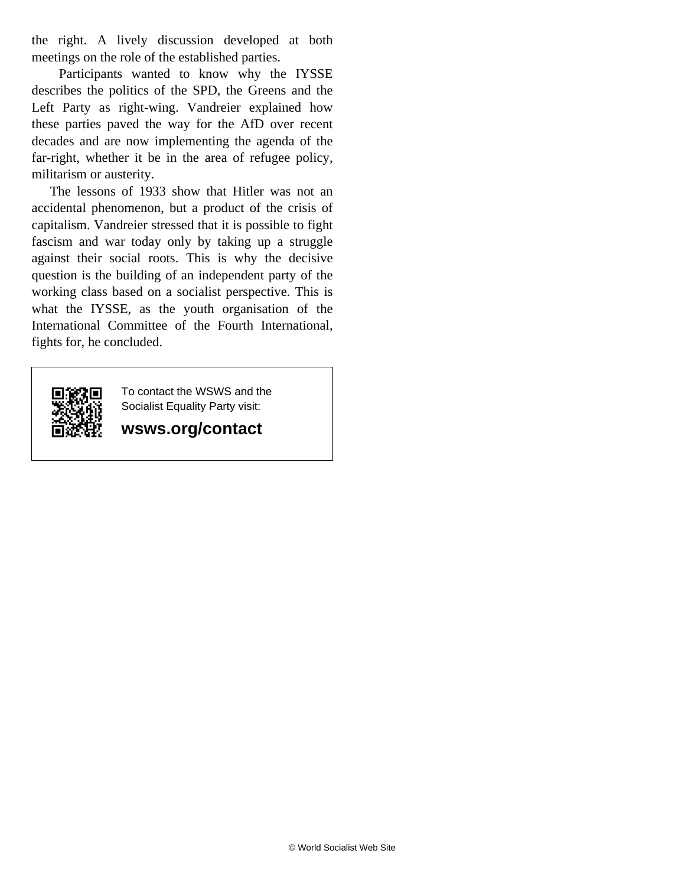the right. A lively discussion developed at both meetings on the role of the established parties.

Participants wanted to know why the IYSSE describes the politics of the SPD, the Greens and the Left Party as right-wing. Vandreier explained how these parties paved the way for the AfD over recent decades and are now implementing the agenda of the far-right, whether it be in the area of refugee policy, militarism or austerity.

The lessons of 1933 show that Hitler was not an accidental phenomenon, but a product of the crisis of capitalism. Vandreier stressed that it is possible to fight fascism and war today only by taking up a struggle against their social roots. This is why the decisive question is the building of an independent party of the working class based on a socialist perspective. This is what the IYSSE, as the youth organisation of the International Committee of the Fourth International, fights for, he concluded.

To contact the WSWS and the Socialist Equality Party visit:

**wsws.org/contact**